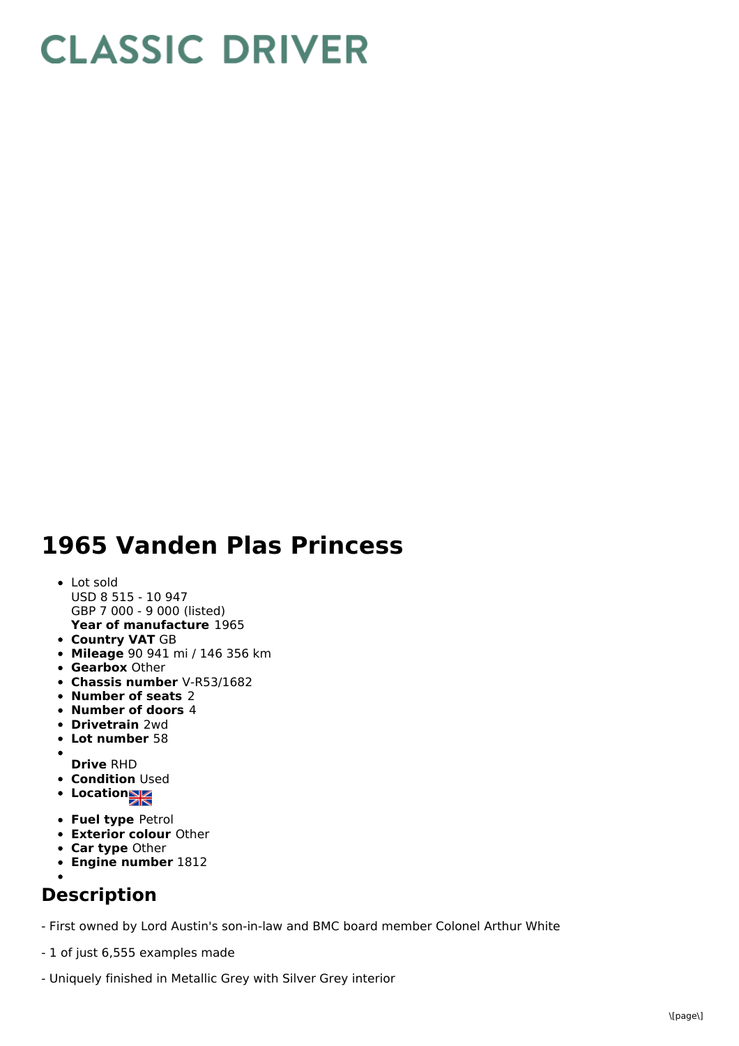# CLASSIC DRIVER

# 1965 Vanden Plas Princess

- Lot sold
  USD 8 515 - 10 947
  GBP 7 000 - 9 000 (listed)
  **Year of manufacture** 1965
- **Country VAT** GB
- **Mileage** 90 941 mi / 146 356 km
- **Gearbox** Other
- **Chassis number** V-R53/1682
- **Number of seats** 2
- **Number of doors** 4
- **Drivetrain** 2wd
- **Lot number** 58
- 
  **Drive** RHD
- **Condition** Used
- **Location**
- **Fuel type** Petrol
- **Exterior colour** Other
- **Car type** Other
- **Engine number** 1812
- 

## Description

- First owned by Lord Austin's son-in-law and BMC board member Colonel Arthur White

- 1 of just 6,555 examples made

- Uniquely finished in Metallic Grey with Silver Grey interior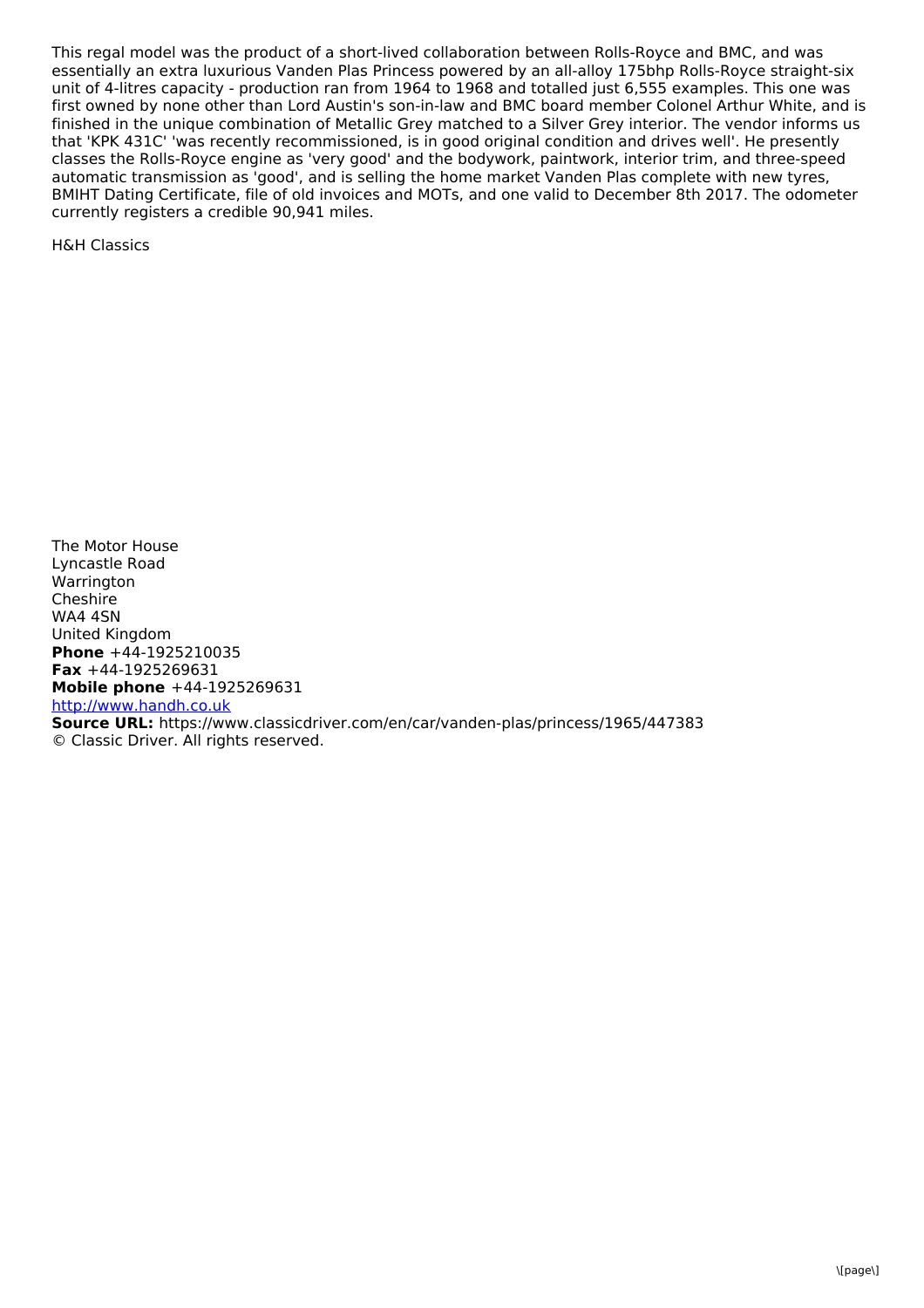This regal model was the product of a short-lived collaboration between Rolls-Royce and BMC, and was essentially an extra luxurious Vanden Plas Princess powered by an all-alloy 175bhp Rolls-Royce straight-six unit of 4-litres capacity - production ran from 1964 to 1968 and totalled just 6,555 examples. This one was first owned by none other than Lord Austin's son-in-law and BMC board member Colonel Arthur White, and is finished in the unique combination of Metallic Grey matched to a Silver Grey interior. The vendor informs us that 'KPK 431C' 'was recently recommissioned, is in good original condition and drives well'. He presently classes the Rolls-Royce engine as 'very good' and the bodywork, paintwork, interior trim, and three-speed automatic transmission as 'good', and is selling the home market Vanden Plas complete with new tyres, BMIHT Dating Certificate, file of old invoices and MOTs, and one valid to December 8th 2017. The odometer currently registers a credible 90,941 miles.

H&H Classics

The Motor House
Lyncastle Road
Warrington
Cheshire
WA4 4SN
United Kingdom
**Phone** +44-1925210035
**Fax** +44-1925269631
**Mobile phone** +44-1925269631
http://www.handh.co.uk
**Source URL:** https://www.classicdriver.com/en/car/vanden-plas/princess/1965/447383
© Classic Driver. All rights reserved.